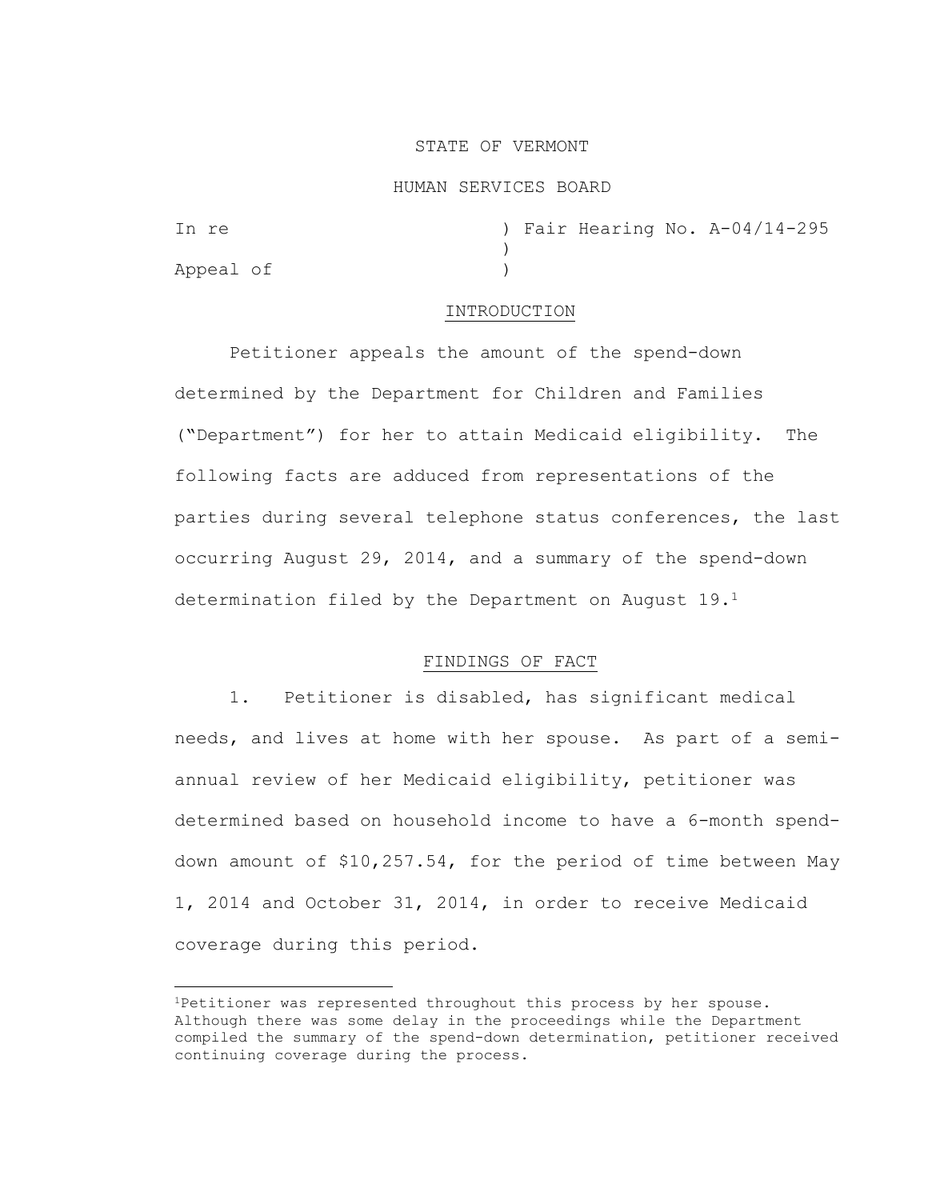STATE OF VERMONT

HUMAN SERVICES BOARD

In re ) Fair Hearing No. A-04/14-295
)
Appeal of )

## INTRODUCTION

Petitioner appeals the amount of the spend-down determined by the Department for Children and Families ("Department") for her to attain Medicaid eligibility. The following facts are adduced from representations of the parties during several telephone status conferences, the last occurring August 29, 2014, and a summary of the spend-down determination filed by the Department on August 19.[1]

## FINDINGS OF FACT

1. Petitioner is disabled, has significant medical needs, and lives at home with her spouse. As part of a semi-annual review of her Medicaid eligibility, petitioner was determined based on household income to have a 6-month spend-down amount of $10,257.54, for the period of time between May 1, 2014 and October 31, 2014, in order to receive Medicaid coverage during this period.

---

[1]Petitioner was represented throughout this process by her spouse. Although there was some delay in the proceedings while the Department compiled the summary of the spend-down determination, petitioner received continuing coverage during the process.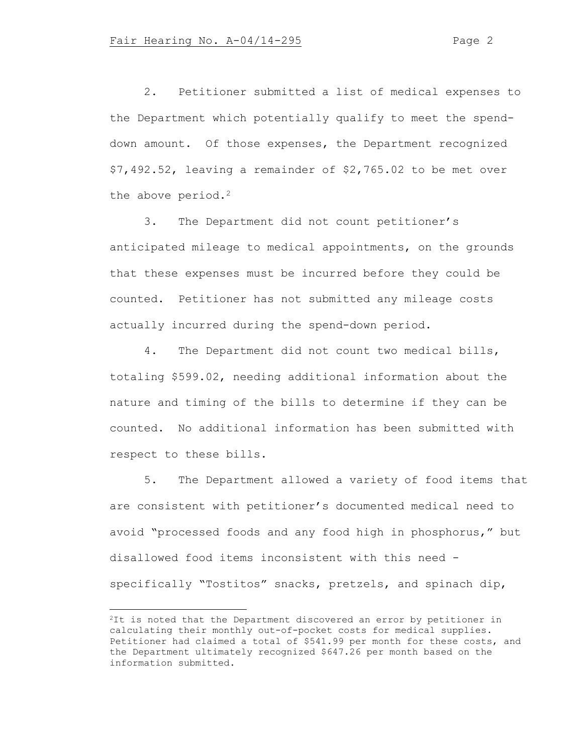2. Petitioner submitted a list of medical expenses to the Department which potentially qualify to meet the spend-down amount. Of those expenses, the Department recognized $7,492.52, leaving a remainder of $2,765.02 to be met over the above period.[2]

3. The Department did not count petitioner's anticipated mileage to medical appointments, on the grounds that these expenses must be incurred before they could be counted. Petitioner has not submitted any mileage costs actually incurred during the spend-down period.

4. The Department did not count two medical bills, totaling $599.02, needing additional information about the nature and timing of the bills to determine if they can be counted. No additional information has been submitted with respect to these bills.

5. The Department allowed a variety of food items that are consistent with petitioner's documented medical need to avoid "processed foods and any food high in phosphorus," but disallowed food items inconsistent with this need - specifically "Tostitos" snacks, pretzels, and spinach dip,

---

[2] It is noted that the Department discovered an error by petitioner in calculating their monthly out-of-pocket costs for medical supplies. Petitioner had claimed a total of $541.99 per month for these costs, and the Department ultimately recognized $647.26 per month based on the information submitted.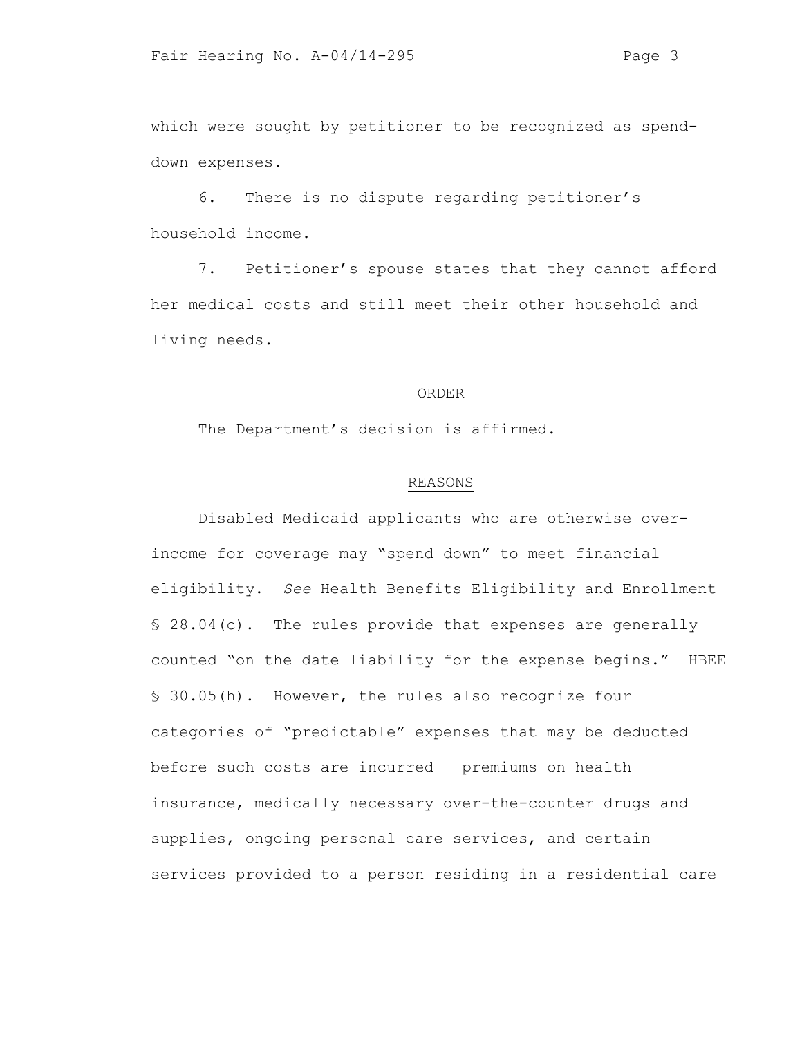which were sought by petitioner to be recognized as spend-down expenses.

6. There is no dispute regarding petitioner's household income.

7. Petitioner's spouse states that they cannot afford her medical costs and still meet their other household and living needs.

## ORDER

The Department's decision is affirmed.

## REASONS

Disabled Medicaid applicants who are otherwise over-income for coverage may "spend down" to meet financial eligibility. *See* Health Benefits Eligibility and Enrollment § 28.04(c). The rules provide that expenses are generally counted "on the date liability for the expense begins." HBEE § 30.05(h). However, the rules also recognize four categories of "predictable" expenses that may be deducted before such costs are incurred – premiums on health insurance, medically necessary over-the-counter drugs and supplies, ongoing personal care services, and certain services provided to a person residing in a residential care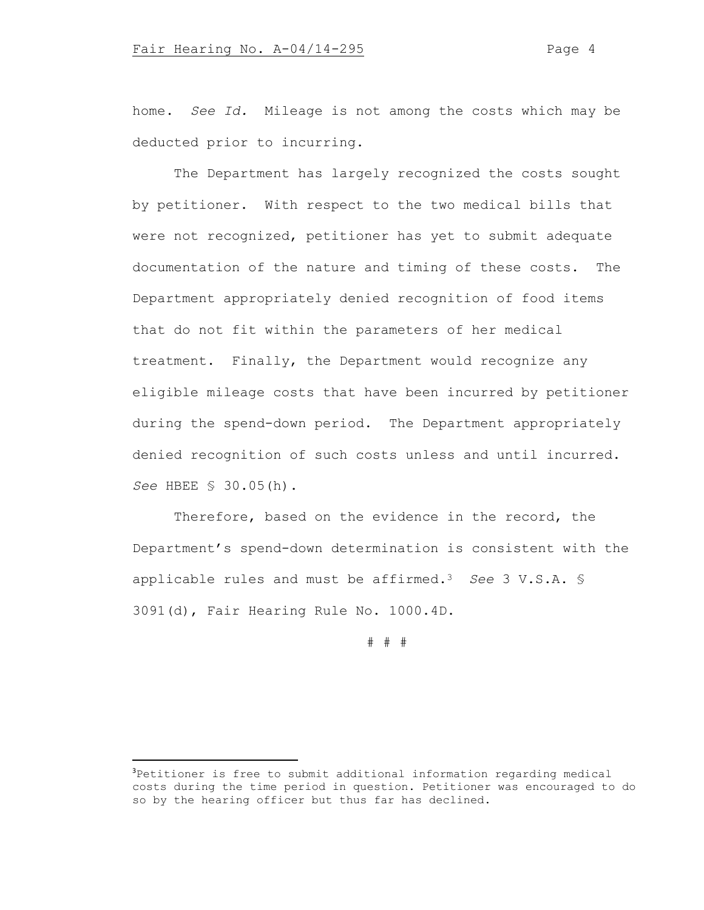home. *See Id.* Mileage is not among the costs which may be deducted prior to incurring.

The Department has largely recognized the costs sought by petitioner. With respect to the two medical bills that were not recognized, petitioner has yet to submit adequate documentation of the nature and timing of these costs. The Department appropriately denied recognition of food items that do not fit within the parameters of her medical treatment. Finally, the Department would recognize any eligible mileage costs that have been incurred by petitioner during the spend-down period. The Department appropriately denied recognition of such costs unless and until incurred. *See* HBEE § 30.05(h).

Therefore, based on the evidence in the record, the Department's spend-down determination is consistent with the applicable rules and must be affirmed.[3] *See* 3 V.S.A. § 3091(d), Fair Hearing Rule No. 1000.4D.

# # #

---

[3]Petitioner is free to submit additional information regarding medical costs during the time period in question. Petitioner was encouraged to do so by the hearing officer but thus far has declined.